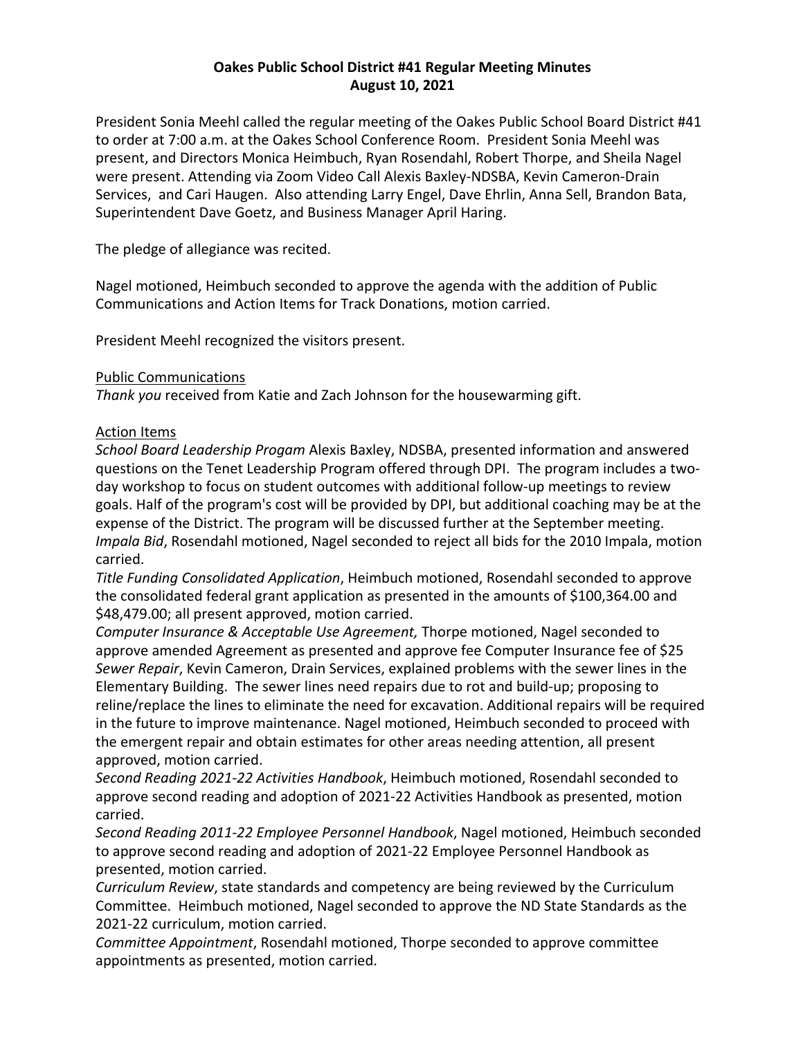**Oakes Public School District #41 Regular Meeting Minutes**
**August 10, 2021**

President Sonia Meehl called the regular meeting of the Oakes Public School Board District #41 to order at 7:00 a.m. at the Oakes School Conference Room. President Sonia Meehl was present, and Directors Monica Heimbuch, Ryan Rosendahl, Robert Thorpe, and Sheila Nagel were present. Attending via Zoom Video Call Alexis Baxley-NDSBA, Kevin Cameron-Drain Services, and Cari Haugen. Also attending Larry Engel, Dave Ehrlin, Anna Sell, Brandon Bata, Superintendent Dave Goetz, and Business Manager April Haring.

The pledge of allegiance was recited.

Nagel motioned, Heimbuch seconded to approve the agenda with the addition of Public Communications and Action Items for Track Donations, motion carried.

President Meehl recognized the visitors present.

Public Communications

*Thank you* received from Katie and Zach Johnson for the housewarming gift.

Action Items

*School Board Leadership Progam* Alexis Baxley, NDSBA, presented information and answered questions on the Tenet Leadership Program offered through DPI. The program includes a two-day workshop to focus on student outcomes with additional follow-up meetings to review goals. Half of the program's cost will be provided by DPI, but additional coaching may be at the expense of the District. The program will be discussed further at the September meeting.

*Impala Bid*, Rosendahl motioned, Nagel seconded to reject all bids for the 2010 Impala, motion carried.

*Title Funding Consolidated Application*, Heimbuch motioned, Rosendahl seconded to approve the consolidated federal grant application as presented in the amounts of $100,364.00 and $48,479.00; all present approved, motion carried.

*Computer Insurance & Acceptable Use Agreement,* Thorpe motioned, Nagel seconded to approve amended Agreement as presented and approve fee Computer Insurance fee of $25

*Sewer Repair*, Kevin Cameron, Drain Services, explained problems with the sewer lines in the Elementary Building. The sewer lines need repairs due to rot and build-up; proposing to reline/replace the lines to eliminate the need for excavation. Additional repairs will be required in the future to improve maintenance. Nagel motioned, Heimbuch seconded to proceed with the emergent repair and obtain estimates for other areas needing attention, all present approved, motion carried.

*Second Reading 2021-22 Activities Handbook*, Heimbuch motioned, Rosendahl seconded to approve second reading and adoption of 2021-22 Activities Handbook as presented, motion carried.

*Second Reading 2011-22 Employee Personnel Handbook*, Nagel motioned, Heimbuch seconded to approve second reading and adoption of 2021-22 Employee Personnel Handbook as presented, motion carried.

*Curriculum Review*, state standards and competency are being reviewed by the Curriculum Committee. Heimbuch motioned, Nagel seconded to approve the ND State Standards as the 2021-22 curriculum, motion carried.

*Committee Appointment*, Rosendahl motioned, Thorpe seconded to approve committee appointments as presented, motion carried.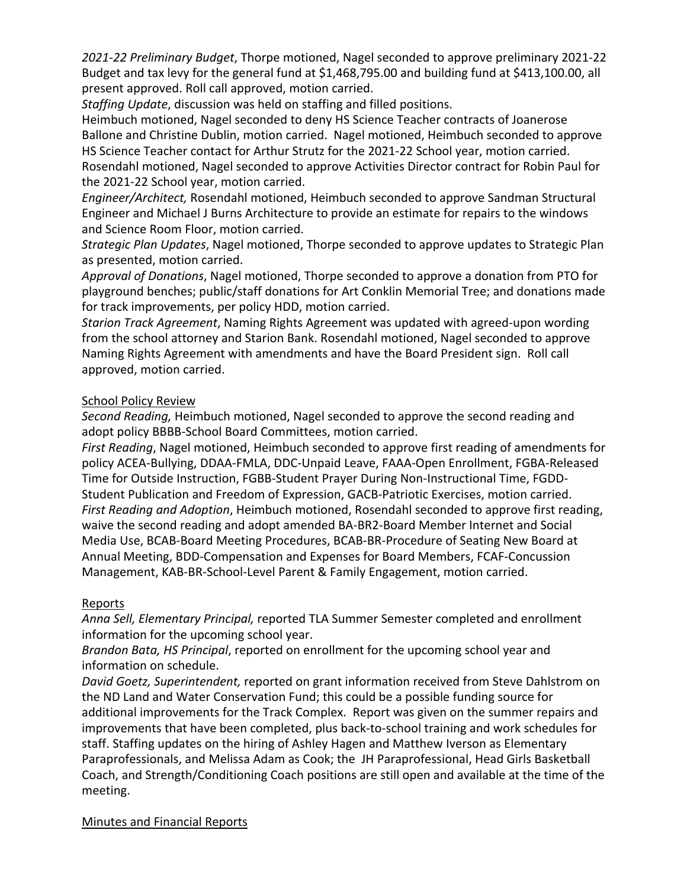*2021-22 Preliminary Budget*, Thorpe motioned, Nagel seconded to approve preliminary 2021-22 Budget and tax levy for the general fund at $1,468,795.00 and building fund at $413,100.00, all present approved. Roll call approved, motion carried.

*Staffing Update*, discussion was held on staffing and filled positions.

Heimbuch motioned, Nagel seconded to deny HS Science Teacher contracts of Joanerose Ballone and Christine Dublin, motion carried. Nagel motioned, Heimbuch seconded to approve HS Science Teacher contact for Arthur Strutz for the 2021-22 School year, motion carried. Rosendahl motioned, Nagel seconded to approve Activities Director contract for Robin Paul for the 2021-22 School year, motion carried.

*Engineer/Architect,* Rosendahl motioned, Heimbuch seconded to approve Sandman Structural Engineer and Michael J Burns Architecture to provide an estimate for repairs to the windows and Science Room Floor, motion carried.

*Strategic Plan Updates*, Nagel motioned, Thorpe seconded to approve updates to Strategic Plan as presented, motion carried.

*Approval of Donations*, Nagel motioned, Thorpe seconded to approve a donation from PTO for playground benches; public/staff donations for Art Conklin Memorial Tree; and donations made for track improvements, per policy HDD, motion carried.

*Starion Track Agreement*, Naming Rights Agreement was updated with agreed-upon wording from the school attorney and Starion Bank. Rosendahl motioned, Nagel seconded to approve Naming Rights Agreement with amendments and have the Board President sign. Roll call approved, motion carried.

<u>School Policy Review</u>

*Second Reading,* Heimbuch motioned, Nagel seconded to approve the second reading and adopt policy BBBB-School Board Committees, motion carried.

*First Reading*, Nagel motioned, Heimbuch seconded to approve first reading of amendments for policy ACEA-Bullying, DDAA-FMLA, DDC-Unpaid Leave, FAAA-Open Enrollment, FGBA-Released Time for Outside Instruction, FGBB-Student Prayer During Non-Instructional Time, FGDD-Student Publication and Freedom of Expression, GACB-Patriotic Exercises, motion carried.

*First Reading and Adoption*, Heimbuch motioned, Rosendahl seconded to approve first reading, waive the second reading and adopt amended BA-BR2-Board Member Internet and Social Media Use, BCAB-Board Meeting Procedures, BCAB-BR-Procedure of Seating New Board at Annual Meeting, BDD-Compensation and Expenses for Board Members, FCAF-Concussion Management, KAB-BR-School-Level Parent & Family Engagement, motion carried.

<u>Reports</u>

*Anna Sell, Elementary Principal,* reported TLA Summer Semester completed and enrollment information for the upcoming school year.

*Brandon Bata, HS Principal*, reported on enrollment for the upcoming school year and information on schedule.

*David Goetz, Superintendent,* reported on grant information received from Steve Dahlstrom on the ND Land and Water Conservation Fund; this could be a possible funding source for additional improvements for the Track Complex. Report was given on the summer repairs and improvements that have been completed, plus back-to-school training and work schedules for staff. Staffing updates on the hiring of Ashley Hagen and Matthew Iverson as Elementary Paraprofessionals, and Melissa Adam as Cook; the JH Paraprofessional, Head Girls Basketball Coach, and Strength/Conditioning Coach positions are still open and available at the time of the meeting.

<u>Minutes and Financial Reports</u>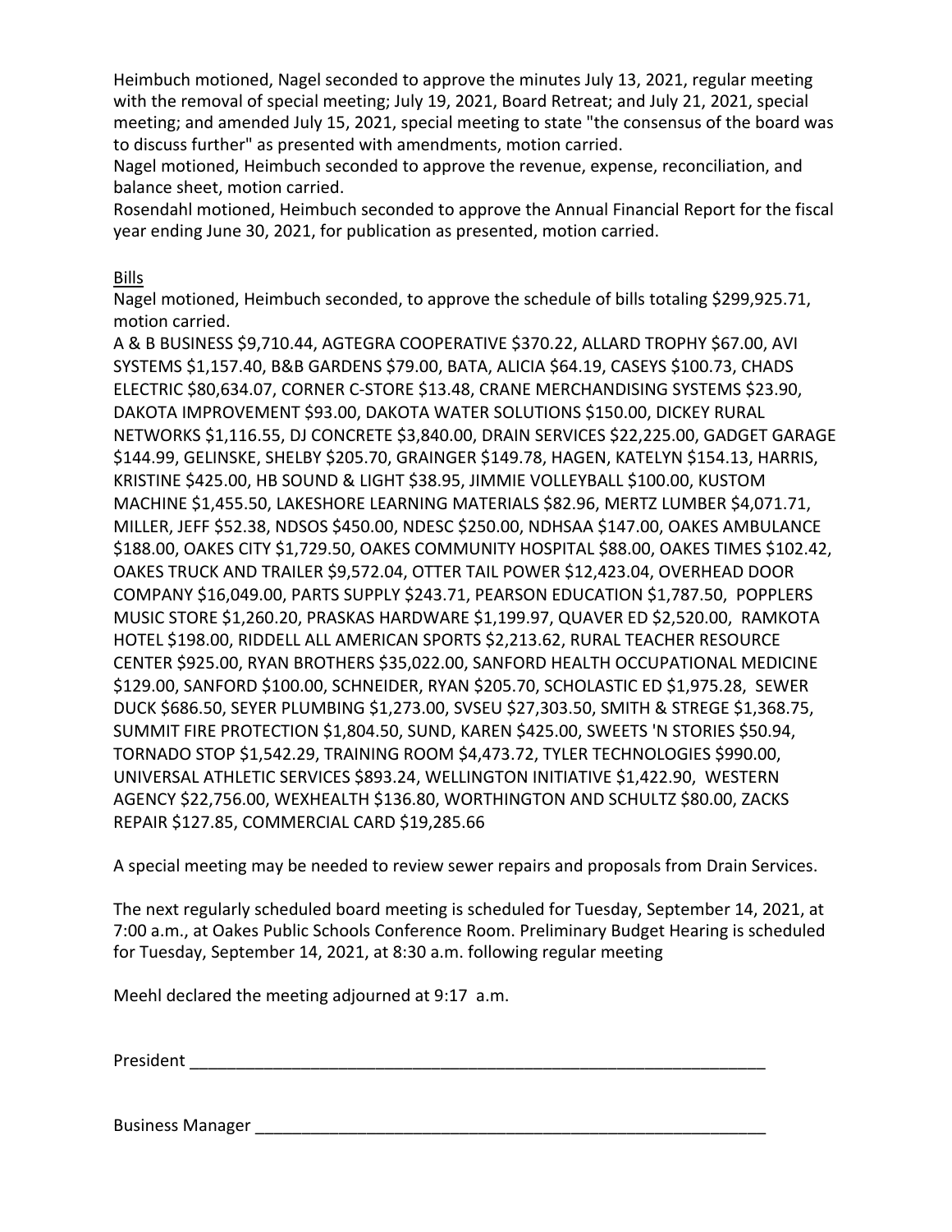Heimbuch motioned, Nagel seconded to approve the minutes July 13, 2021, regular meeting with the removal of special meeting; July 19, 2021, Board Retreat; and July 21, 2021, special meeting; and amended July 15, 2021, special meeting to state "the consensus of the board was to discuss further" as presented with amendments, motion carried.

Nagel motioned, Heimbuch seconded to approve the revenue, expense, reconciliation, and balance sheet, motion carried.

Rosendahl motioned, Heimbuch seconded to approve the Annual Financial Report for the fiscal year ending June 30, 2021, for publication as presented, motion carried.

Bills

Nagel motioned, Heimbuch seconded, to approve the schedule of bills totaling $299,925.71, motion carried.

A & B BUSINESS $9,710.44, AGTEGRA COOPERATIVE $370.22, ALLARD TROPHY $67.00, AVI SYSTEMS $1,157.40, B&B GARDENS $79.00, BATA, ALICIA $64.19, CASEYS $100.73, CHADS ELECTRIC $80,634.07, CORNER C-STORE $13.48, CRANE MERCHANDISING SYSTEMS $23.90, DAKOTA IMPROVEMENT $93.00, DAKOTA WATER SOLUTIONS $150.00, DICKEY RURAL NETWORKS $1,116.55, DJ CONCRETE $3,840.00, DRAIN SERVICES $22,225.00, GADGET GARAGE $144.99, GELINSKE, SHELBY $205.70, GRAINGER $149.78, HAGEN, KATELYN $154.13, HARRIS, KRISTINE $425.00, HB SOUND & LIGHT $38.95, JIMMIE VOLLEYBALL $100.00, KUSTOM MACHINE $1,455.50, LAKESHORE LEARNING MATERIALS $82.96, MERTZ LUMBER $4,071.71, MILLER, JEFF $52.38, NDSOS $450.00, NDESC $250.00, NDHSAA $147.00, OAKES AMBULANCE $188.00, OAKES CITY $1,729.50, OAKES COMMUNITY HOSPITAL $88.00, OAKES TIMES $102.42, OAKES TRUCK AND TRAILER $9,572.04, OTTER TAIL POWER $12,423.04, OVERHEAD DOOR COMPANY $16,049.00, PARTS SUPPLY $243.71, PEARSON EDUCATION $1,787.50, POPPLERS MUSIC STORE $1,260.20, PRASKAS HARDWARE $1,199.97, QUAVER ED $2,520.00, RAMKOTA HOTEL $198.00, RIDDELL ALL AMERICAN SPORTS $2,213.62, RURAL TEACHER RESOURCE CENTER $925.00, RYAN BROTHERS $35,022.00, SANFORD HEALTH OCCUPATIONAL MEDICINE $129.00, SANFORD $100.00, SCHNEIDER, RYAN $205.70, SCHOLASTIC ED $1,975.28, SEWER DUCK $686.50, SEYER PLUMBING $1,273.00, SVSEU $27,303.50, SMITH & STREGE $1,368.75, SUMMIT FIRE PROTECTION $1,804.50, SUND, KAREN $425.00, SWEETS 'N STORIES $50.94, TORNADO STOP $1,542.29, TRAINING ROOM $4,473.72, TYLER TECHNOLOGIES $990.00, UNIVERSAL ATHLETIC SERVICES $893.24, WELLINGTON INITIATIVE $1,422.90, WESTERN AGENCY $22,756.00, WEXHEALTH $136.80, WORTHINGTON AND SCHULTZ $80.00, ZACKS REPAIR $127.85, COMMERCIAL CARD $19,285.66

A special meeting may be needed to review sewer repairs and proposals from Drain Services.

The next regularly scheduled board meeting is scheduled for Tuesday, September 14, 2021, at 7:00 a.m., at Oakes Public Schools Conference Room. Preliminary Budget Hearing is scheduled for Tuesday, September 14, 2021, at 8:30 a.m. following regular meeting

Meehl declared the meeting adjourned at 9:17 a.m.

President _______________________________________________

Business Manager _________________________________________